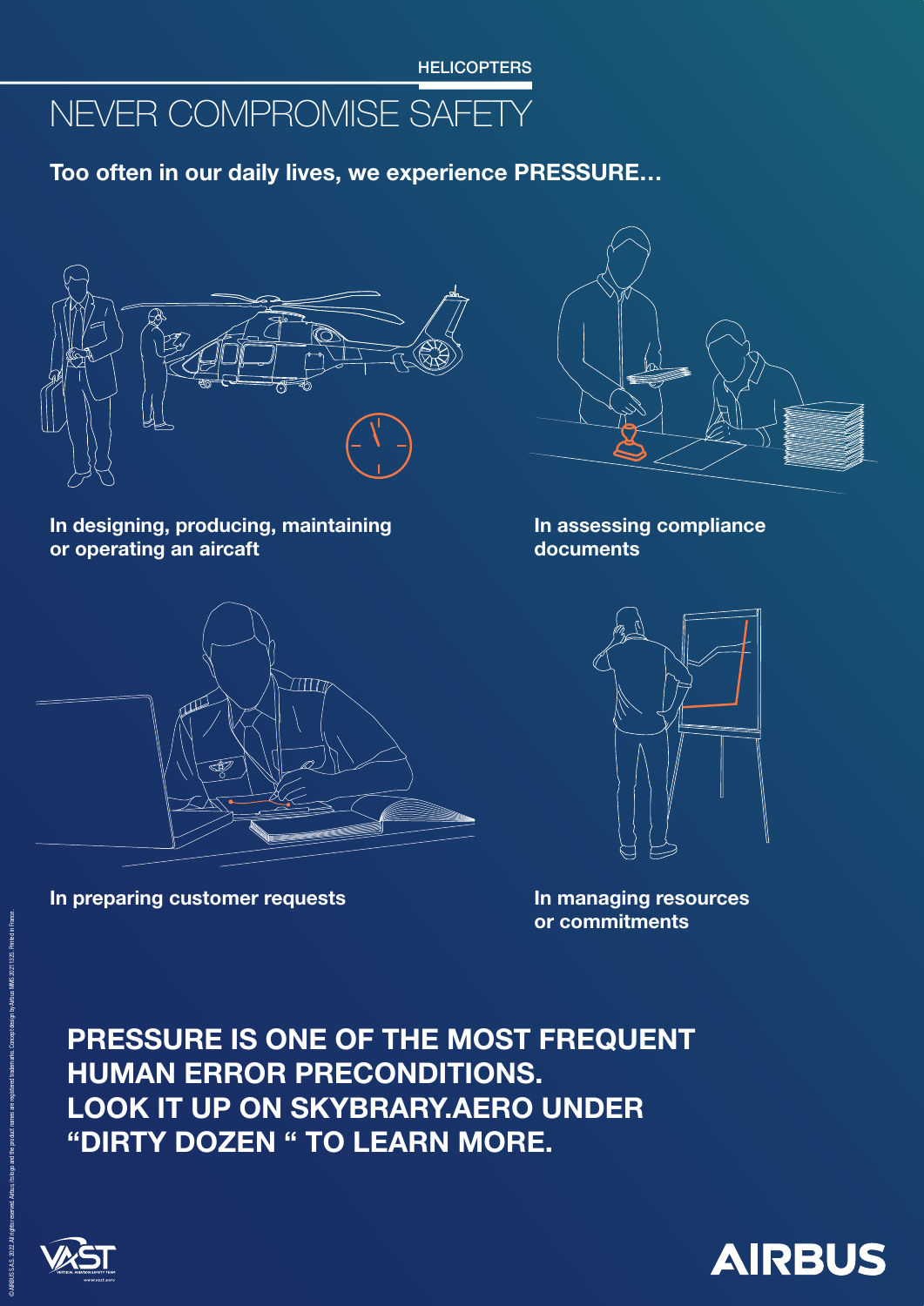HELICOPTERS

# NEVER COMPROMISE SAFETY

**Too often in our daily lives, we experience PRESSURE…**

**In designing, producing, maintaining or operating an aircaft**

**In assessing compliance documents**

**In preparing customer requests**

**In managing resources or commitments**

**PRESSURE IS ONE OF THE MOST FREQUENT HUMAN ERROR PRECONDITIONS. LOOK IT UP ON SKYBRARY.AERO UNDER "DIRTY DOZEN " TO LEARN MORE.**

VAST VERTICAL AVIATION SAFETY TEAM www.vast.aero

AIRBUS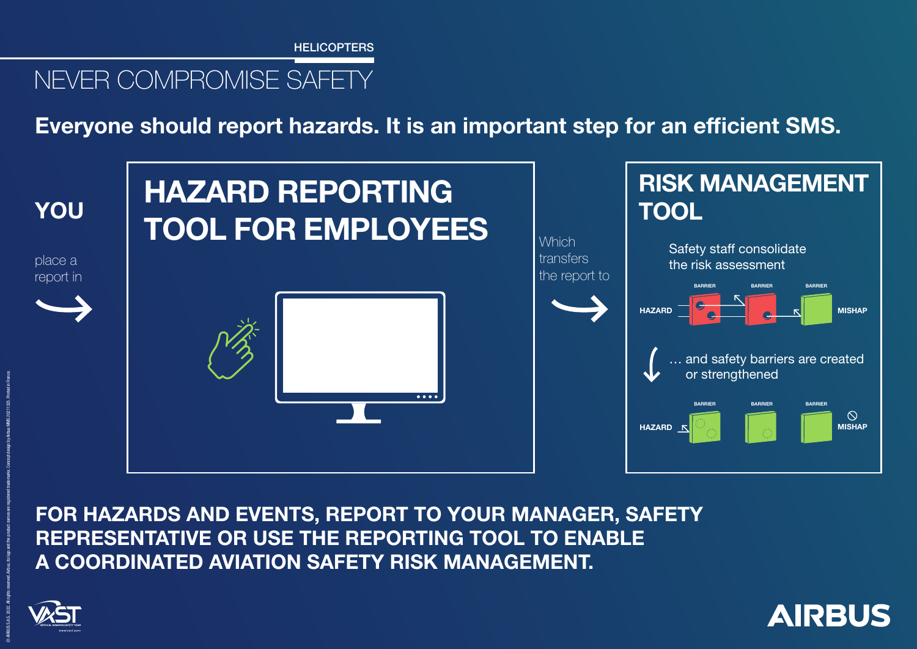HELICOPTERS

# NEVER COMPROMISE SAFETY

**Everyone should report hazards. It is an important step for an efficient SMS.**

## YOU

place a report in

## HAZARD REPORTING TOOL FOR EMPLOYEES

Which transfers the report to

## RISK MANAGEMENT TOOL

Safety staff consolidate the risk assessment

HAZARD — BARRIER — BARRIER — BARRIER — MISHAP

… and safety barriers are created or strengthened

HAZARD — BARRIER — BARRIER — BARRIER — MISHAP

**FOR HAZARDS AND EVENTS, REPORT TO YOUR MANAGER, SAFETY REPRESENTATIVE OR USE THE REPORTING TOOL TO ENABLE A COORDINATED AVIATION SAFETY RISK MANAGEMENT.**

VAST — VERTICAL AVIATION SAFETY TEAM — www.vast.aero

AIRBUS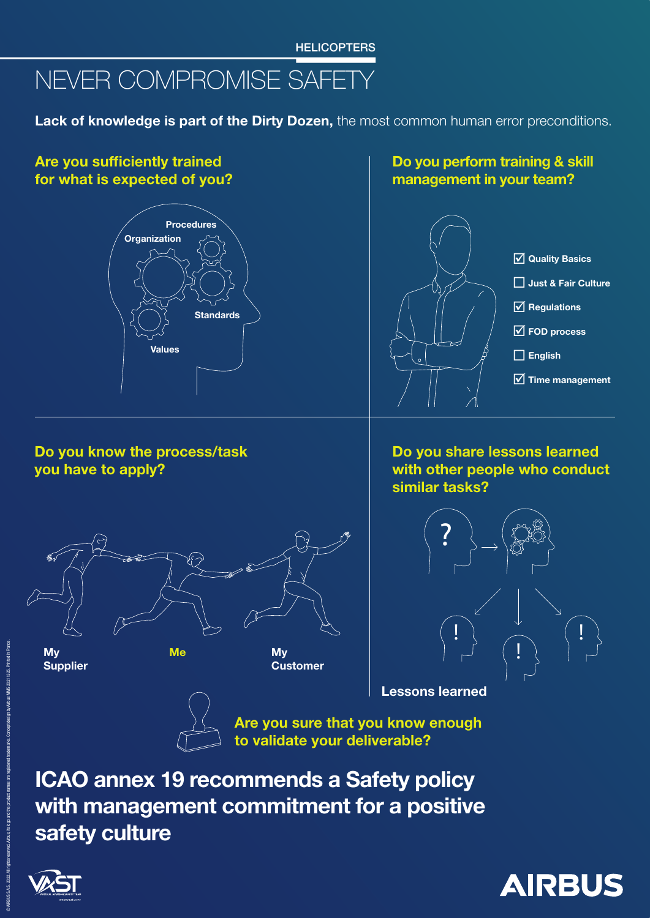HELICOPTERS

# NEVER COMPROMISE SAFETY

**Lack of knowledge is part of the Dirty Dozen,** the most common human error preconditions.

## Are you sufficiently trained for what is expected of you?

Procedures
Organization
Standards
Values

## Do you perform training & skill management in your team?

- [x] Quality Basics
- [ ] Just & Fair Culture
- [x] Regulations
- [x] FOD process
- [ ] English
- [x] Time management

## Do you know the process/task you have to apply?

My Supplier — Me — My Customer

## Do you share lessons learned with other people who conduct similar tasks?

Lessons learned

## Are you sure that you know enough to validate your deliverable?

# ICAO annex 19 recommends a Safety policy with management commitment for a positive safety culture

VAST VERTICAL AVIATION SAFETY TEAM www.vast.aero

AIRBUS

© AIRBUS S.A.S. 2022 All rights reserved. Airbus, its logo and the product names are registered trademarks. Concept design by Airbus MMS 2021 1325. Printed in France.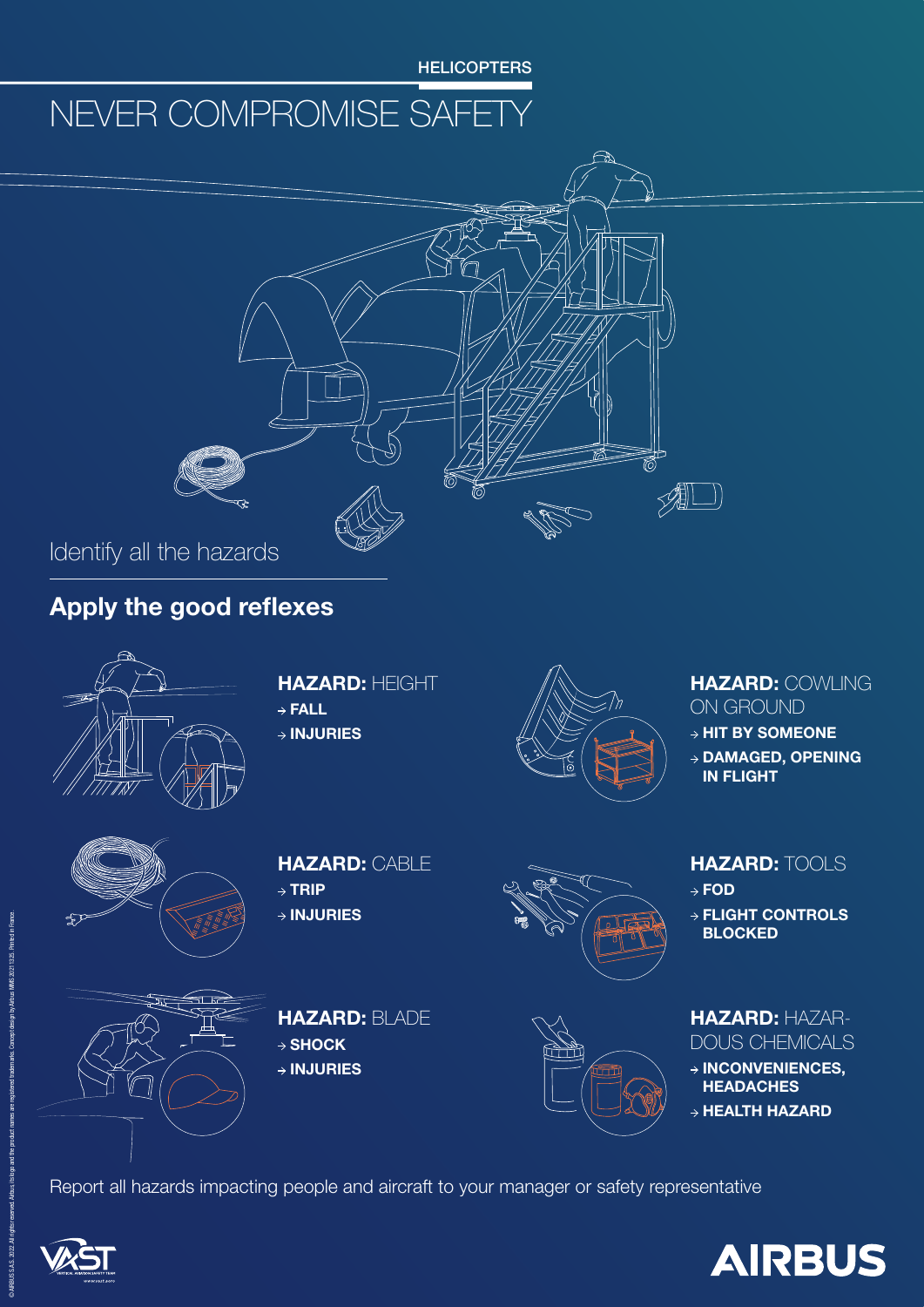HELICOPTERS

# NEVER COMPROMISE SAFETY

Identify all the hazards

## Apply the good reflexes

**HAZARD:** HEIGHT
- → **FALL**
- → **INJURIES**

**HAZARD:** COWLING ON GROUND
- → **HIT BY SOMEONE**
- → **DAMAGED, OPENING IN FLIGHT**

**HAZARD:** CABLE
- → **TRIP**
- → **INJURIES**

**HAZARD:** TOOLS
- → **FOD**
- → **FLIGHT CONTROLS BLOCKED**

**HAZARD:** BLADE
- → **SHOCK**
- → **INJURIES**

**HAZARD:** HAZARDOUS CHEMICALS
- → **INCONVENIENCES, HEADACHES**
- → **HEALTH HAZARD**

Report all hazards impacting people and aircraft to your manager or safety representative

VAST VERTICAL AVIATION SAFETY TEAM www.vast.aero

AIRBUS

© AIRBUS S.A.S. 2022 All rights reserved. Airbus, its logo and the product names are registered trademarks. Concept design by Airbus MMS 2021 1325. Printed in France.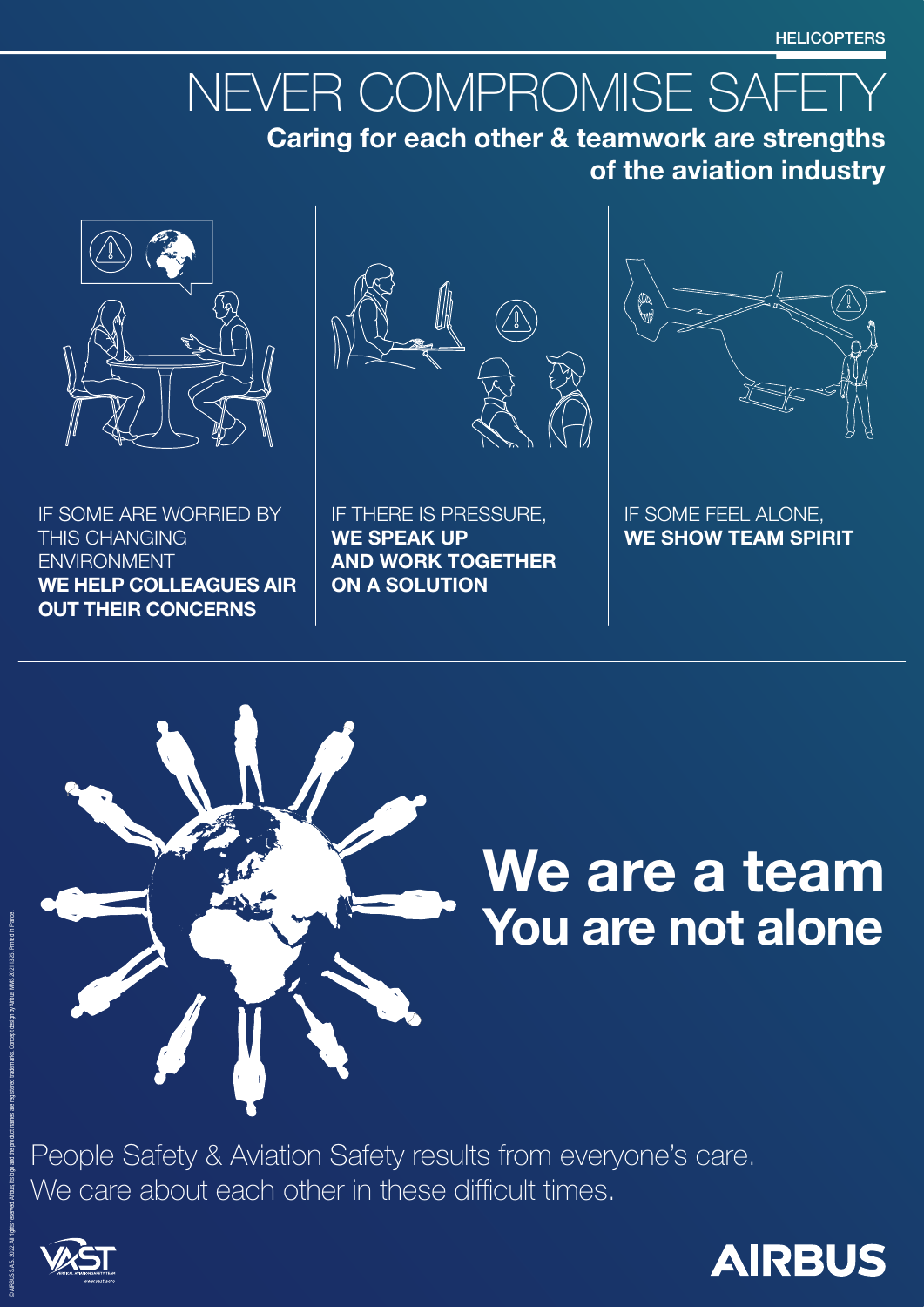HELICOPTERS

# NEVER COMPROMISE SAFETY

**Caring for each other & teamwork are strengths of the aviation industry**

IF SOME ARE WORRIED BY THIS CHANGING ENVIRONMENT **WE HELP COLLEAGUES AIR OUT THEIR CONCERNS**

IF THERE IS PRESSURE, **WE SPEAK UP AND WORK TOGETHER ON A SOLUTION**

IF SOME FEEL ALONE, **WE SHOW TEAM SPIRIT**

## We are a team
## You are not alone

People Safety & Aviation Safety results from everyone's care.
We care about each other in these difficult times.

© AIRBUS S.A.S. 2022. All rights reserved. Airbus, its logo and the product names are registered trademarks. Concept design by Airbus MMS 20211325. Printed in France.

VAST — VERTICAL AVIATION SAFETY TEAM — www.vast.aero

AIRBUS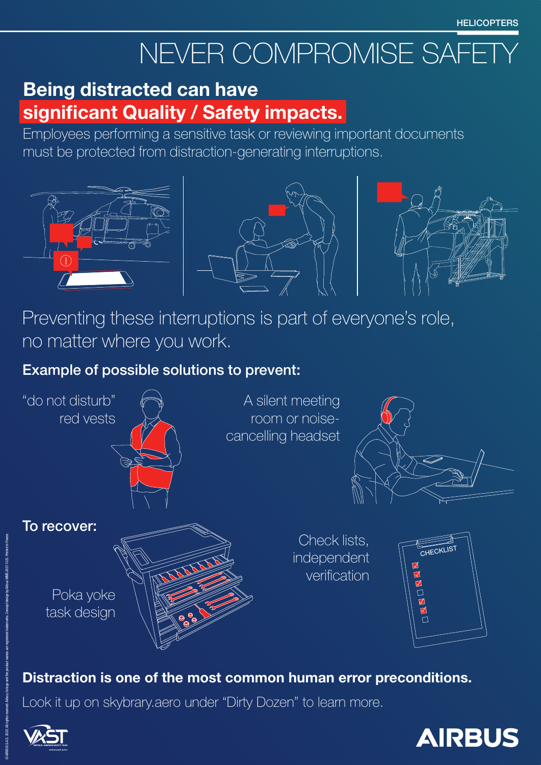HELICOPTERS

# NEVER COMPROMISE SAFETY

## Being distracted can have significant Quality / Safety impacts.

Employees performing a sensitive task or reviewing important documents must be protected from distraction-generating interruptions.

Preventing these interruptions is part of everyone's role, no matter where you work.

### Example of possible solutions to prevent:

"do not disturb" red vests

A silent meeting room or noise-cancelling headset

### To recover:

Poka yoke task design

Check lists, independent verification

CHECKLIST

**Distraction is one of the most common human error preconditions.**

Look it up on skybrary.aero under "Dirty Dozen" to learn more.

VAST VERTICAL AVIATION SAFETY TEAM www.vast.aero

AIRBUS

© AIRBUS S.A.S. 2022 All rights reserved. Airbus, its logo and the product names are registered trademarks. Concept design by Airbus MMS 2021 1325. Printed in France.